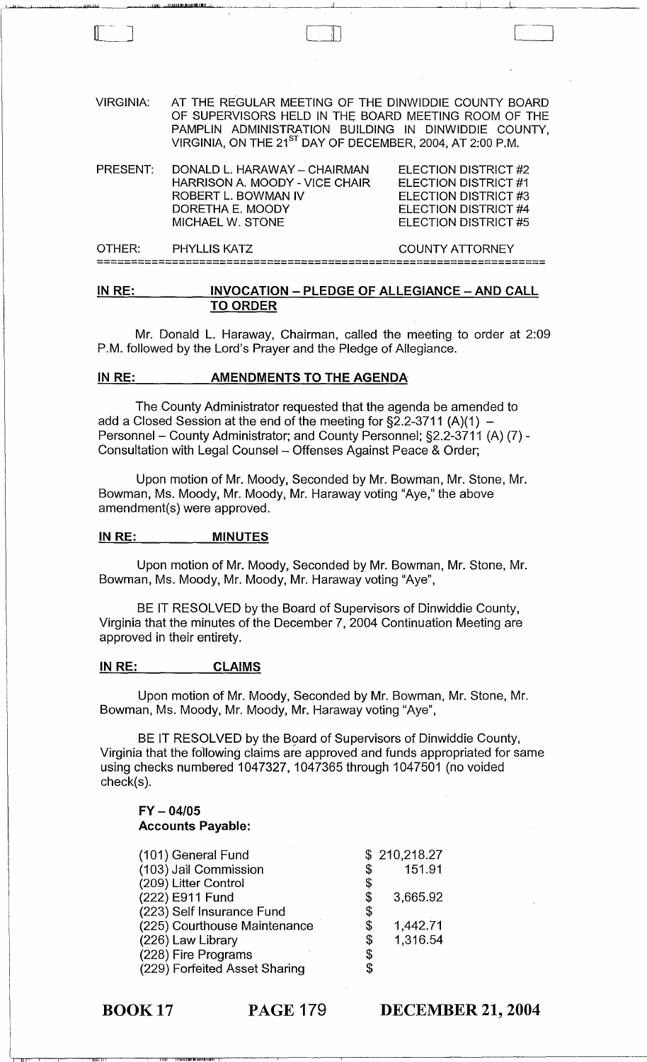VIRGINIA: AT THE REGULAR MEETING OF THE DINWIDDIE COUNTY BOARD OF SUPERVISORS HELD IN THE BOARD MEETING ROOM OF THE PAMPLIN ADMINISTRATION BUILDING IN DINWIDDIE COUNTY, VIRGINIA, ON THE 21ST DAY OF DECEMBER, 2004, AT 2:00 P.M.

| | | |
|---|---|---|
| PRESENT: | DONALD L. HARAWAY – CHAIRMAN | ELECTION DISTRICT #2 |
| | HARRISON A. MOODY - VICE CHAIR | ELECTION DISTRICT #1 |
| | ROBERT L. BOWMAN IV | ELECTION DISTRICT #3 |
| | DORETHA E. MOODY | ELECTION DISTRICT #4 |
| | MICHAEL W. STONE | ELECTION DISTRICT #5 |
| OTHER: | PHYLLIS KATZ | COUNTY ATTORNEY |

## IN RE: INVOCATION – PLEDGE OF ALLEGIANCE – AND CALL TO ORDER

Mr. Donald L. Haraway, Chairman, called the meeting to order at 2:09 P.M. followed by the Lord's Prayer and the Pledge of Allegiance.

## IN RE: AMENDMENTS TO THE AGENDA

The County Administrator requested that the agenda be amended to add a Closed Session at the end of the meeting for §2.2-3711 (A)(1) – Personnel – County Administrator; and County Personnel; §2.2-3711 (A) (7) - Consultation with Legal Counsel – Offenses Against Peace & Order;

Upon motion of Mr. Moody, Seconded by Mr. Bowman, Mr. Stone, Mr. Bowman, Ms. Moody, Mr. Moody, Mr. Haraway voting "Aye," the above amendment(s) were approved.

## IN RE: MINUTES

Upon motion of Mr. Moody, Seconded by Mr. Bowman, Mr. Stone, Mr. Bowman, Ms. Moody, Mr. Moody, Mr. Haraway voting "Aye",

BE IT RESOLVED by the Board of Supervisors of Dinwiddie County, Virginia that the minutes of the December 7, 2004 Continuation Meeting are approved in their entirety.

## IN RE: CLAIMS

Upon motion of Mr. Moody, Seconded by Mr. Bowman, Mr. Stone, Mr. Bowman, Ms. Moody, Mr. Moody, Mr. Haraway voting "Aye",

BE IT RESOLVED by the Board of Supervisors of Dinwiddie County, Virginia that the following claims are approved and funds appropriated for same using checks numbered 1047327, 1047365 through 1047501 (no voided check(s).

**FY – 04/05**
**Accounts Payable:**

| | |
|---|---|
| (101) General Fund | $ 210,218.27 |
| (103) Jail Commission | $ 151.91 |
| (209) Litter Control | $ |
| (222) E911 Fund | $ 3,665.92 |
| (223) Self Insurance Fund | $ |
| (225) Courthouse Maintenance | $ 1,442.71 |
| (226) Law Library | $ 1,316.54 |
| (228) Fire Programs | $ |
| (229) Forfeited Asset Sharing | $ |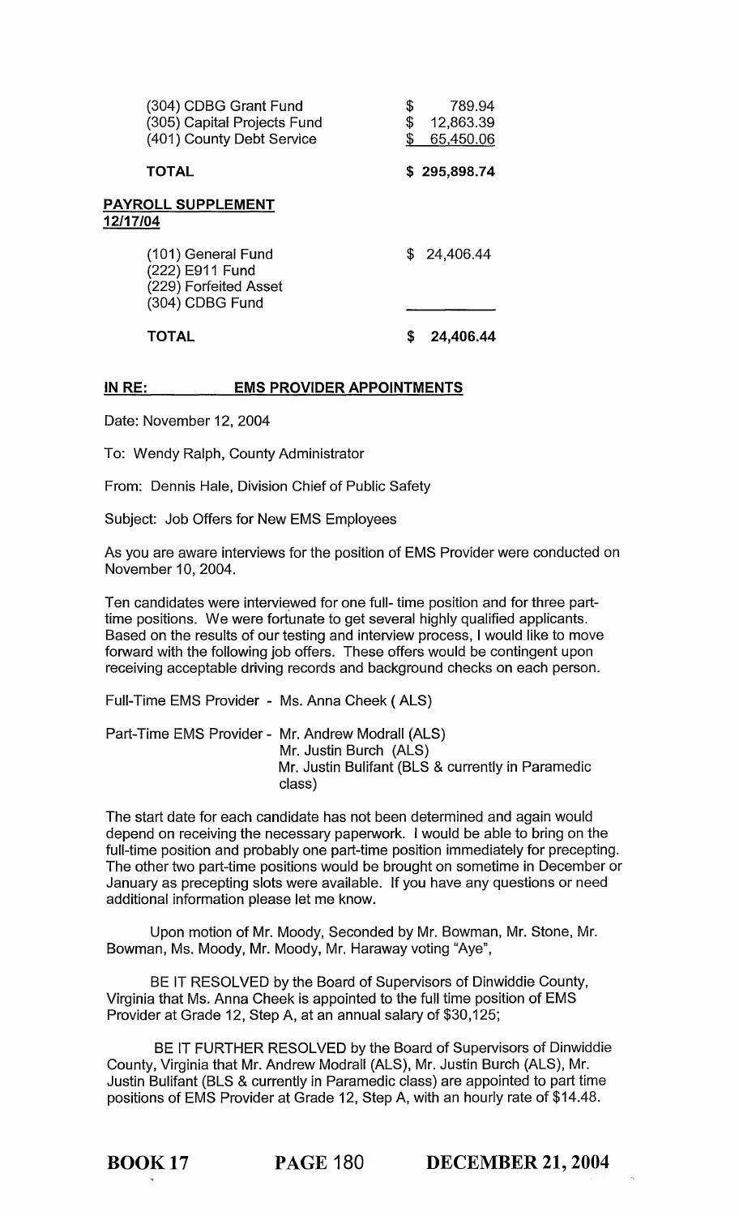| | |
|---|---|
| (304) CDBG Grant Fund | $ 789.94 |
| (305) Capital Projects Fund | $ 12,863.39 |
| (401) County Debt Service | $ 65,450.06 |
| **TOTAL** | **$ 295,898.74** |

**PAYROLL SUPPLEMENT**
**12/17/04**

| | |
|---|---|
| (101) General Fund | $ 24,406.44 |
| (222) E911 Fund | |
| (229) Forfeited Asset | |
| (304) CDBG Fund | |
| **TOTAL** | **$ 24,406.44** |

**IN RE: EMS PROVIDER APPOINTMENTS**

Date: November 12, 2004

To: Wendy Ralph, County Administrator

From: Dennis Hale, Division Chief of Public Safety

Subject: Job Offers for New EMS Employees

As you are aware interviews for the position of EMS Provider were conducted on November 10, 2004.

Ten candidates were interviewed for one full- time position and for three part-time positions. We were fortunate to get several highly qualified applicants. Based on the results of our testing and interview process, I would like to move forward with the following job offers. These offers would be contingent upon receiving acceptable driving records and background checks on each person.

Full-Time EMS Provider - Ms. Anna Cheek ( ALS)

Part-Time EMS Provider - Mr. Andrew Modrall (ALS)
Mr. Justin Burch (ALS)
Mr. Justin Bulifant (BLS & currently in Paramedic class)

The start date for each candidate has not been determined and again would depend on receiving the necessary paperwork. I would be able to bring on the full-time position and probably one part-time position immediately for precepting. The other two part-time positions would be brought on sometime in December or January as precepting slots were available. If you have any questions or need additional information please let me know.

Upon motion of Mr. Moody, Seconded by Mr. Bowman, Mr. Stone, Mr. Bowman, Ms. Moody, Mr. Moody, Mr. Haraway voting "Aye",

BE IT RESOLVED by the Board of Supervisors of Dinwiddie County, Virginia that Ms. Anna Cheek is appointed to the full time position of EMS Provider at Grade 12, Step A, at an annual salary of $30,125;

BE IT FURTHER RESOLVED by the Board of Supervisors of Dinwiddie County, Virginia that Mr. Andrew Modrall (ALS), Mr. Justin Burch (ALS), Mr. Justin Bulifant (BLS & currently in Paramedic class) are appointed to part time positions of EMS Provider at Grade 12, Step A, with an hourly rate of $14.48.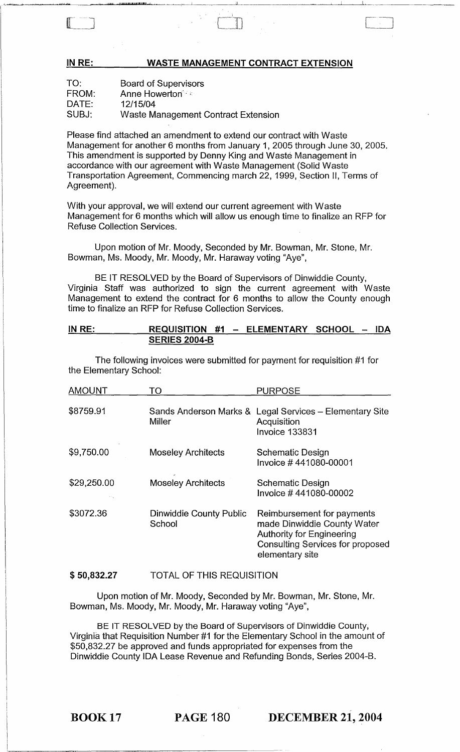## IN RE: WASTE MANAGEMENT CONTRACT EXTENSION

TO: Board of Supervisors
FROM: Anne Howerton
DATE: 12/15/04
SUBJ: Waste Management Contract Extension

Please find attached an amendment to extend our contract with Waste Management for another 6 months from January 1, 2005 through June 30, 2005. This amendment is supported by Denny King and Waste Management in accordance with our agreement with Waste Management (Solid Waste Transportation Agreement, Commencing march 22, 1999, Section II, Terms of Agreement).

With your approval, we will extend our current agreement with Waste Management for 6 months which will allow us enough time to finalize an RFP for Refuse Collection Services.

Upon motion of Mr. Moody, Seconded by Mr. Bowman, Mr. Stone, Mr. Bowman, Ms. Moody, Mr. Moody, Mr. Haraway voting "Aye",

BE IT RESOLVED by the Board of Supervisors of Dinwiddie County, Virginia Staff was authorized to sign the current agreement with Waste Management to extend the contract for 6 months to allow the County enough time to finalize an RFP for Refuse Collection Services.

## IN RE: REQUISITION #1 – ELEMENTARY SCHOOL – IDA SERIES 2004-B

The following invoices were submitted for payment for requisition #1 for the Elementary School:

| AMOUNT | TO | PURPOSE |
|---|---|---|
| $8759.91 | Sands Anderson Marks & Miller | Legal Services – Elementary Site Acquisition Invoice 133831 |
| $9,750.00 | Moseley Architects | Schematic Design Invoice # 441080-00001 |
| $29,250.00 | Moseley Architects | Schematic Design Invoice # 441080-00002 |
| $3072.36 | Dinwiddie County Public School | Reimbursement for payments made Dinwiddie County Water Authority for Engineering Consulting Services for proposed elementary site |

**$ 50,832.27** TOTAL OF THIS REQUISITION

Upon motion of Mr. Moody, Seconded by Mr. Bowman, Mr. Stone, Mr. Bowman, Ms. Moody, Mr. Moody, Mr. Haraway voting "Aye",

BE IT RESOLVED by the Board of Supervisors of Dinwiddie County, Virginia that Requisition Number #1 for the Elementary School in the amount of $50,832.27 be approved and funds appropriated for expenses from the Dinwiddie County IDA Lease Revenue and Refunding Bonds, Series 2004-B.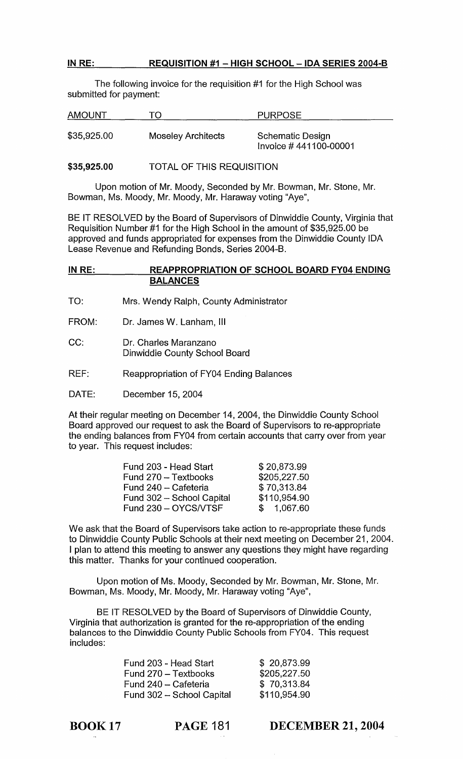**IN RE: REQUISITION #1 – HIGH SCHOOL – IDA SERIES 2004-B**

The following invoice for the requisition #1 for the High School was submitted for payment:

| AMOUNT | TO | PURPOSE |
|---|---|---|
| $35,925.00 | Moseley Architects | Schematic Design Invoice # 441100-00001 |

**$35,925.00** TOTAL OF THIS REQUISITION

Upon motion of Mr. Moody, Seconded by Mr. Bowman, Mr. Stone, Mr. Bowman, Ms. Moody, Mr. Moody, Mr. Haraway voting "Aye",

BE IT RESOLVED by the Board of Supervisors of Dinwiddie County, Virginia that Requisition Number #1 for the High School in the amount of $35,925.00 be approved and funds appropriated for expenses from the Dinwiddie County IDA Lease Revenue and Refunding Bonds, Series 2004-B.

**IN RE: REAPPROPRIATION OF SCHOOL BOARD FY04 ENDING BALANCES**

TO: Mrs. Wendy Ralph, County Administrator

FROM: Dr. James W. Lanham, III

CC: Dr. Charles Maranzano
Dinwiddie County School Board

REF: Reappropriation of FY04 Ending Balances

DATE: December 15, 2004

At their regular meeting on December 14, 2004, the Dinwiddie County School Board approved our request to ask the Board of Supervisors to re-appropriate the ending balances from FY04 from certain accounts that carry over from year to year. This request includes:

| | |
|---|---|
| Fund 203 - Head Start | $ 20,873.99 |
| Fund 270 – Textbooks | $205,227.50 |
| Fund 240 – Cafeteria | $ 70,313.84 |
| Fund 302 – School Capital | $110,954.90 |
| Fund 230 – OYCS/VTSF | $ 1,067.60 |

We ask that the Board of Supervisors take action to re-appropriate these funds to Dinwiddie County Public Schools at their next meeting on December 21, 2004. I plan to attend this meeting to answer any questions they might have regarding this matter. Thanks for your continued cooperation.

Upon motion of Ms. Moody, Seconded by Mr. Bowman, Mr. Stone, Mr. Bowman, Ms. Moody, Mr. Moody, Mr. Haraway voting "Aye",

BE IT RESOLVED by the Board of Supervisors of Dinwiddie County, Virginia that authorization is granted for the re-appropriation of the ending balances to the Dinwiddie County Public Schools from FY04. This request includes:

| | |
|---|---|
| Fund 203 - Head Start | $ 20,873.99 |
| Fund 270 – Textbooks | $205,227.50 |
| Fund 240 – Cafeteria | $ 70,313.84 |
| Fund 302 – School Capital | $110,954.90 |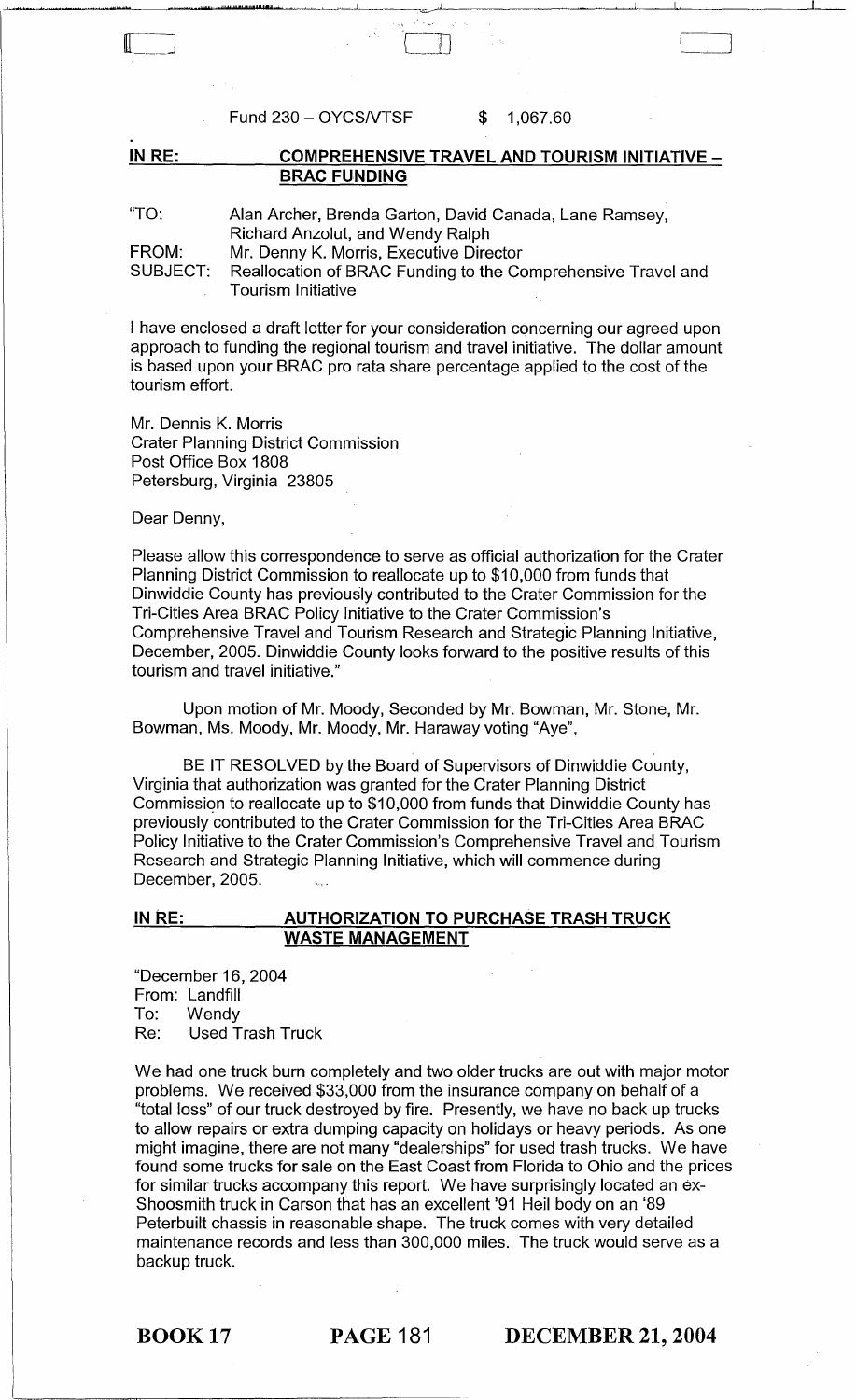Fund 230 – OYCS/VTSF $ 1,067.60

**IN RE: COMPREHENSIVE TRAVEL AND TOURISM INITIATIVE – BRAC FUNDING**

"TO: Alan Archer, Brenda Garton, David Canada, Lane Ramsey, Richard Anzolut, and Wendy Ralph
FROM: Mr. Denny K. Morris, Executive Director
SUBJECT: Reallocation of BRAC Funding to the Comprehensive Travel and Tourism Initiative

I have enclosed a draft letter for your consideration concerning our agreed upon approach to funding the regional tourism and travel initiative. The dollar amount is based upon your BRAC pro rata share percentage applied to the cost of the tourism effort.

Mr. Dennis K. Morris
Crater Planning District Commission
Post Office Box 1808
Petersburg, Virginia 23805

Dear Denny,

Please allow this correspondence to serve as official authorization for the Crater Planning District Commission to reallocate up to $10,000 from funds that Dinwiddie County has previously contributed to the Crater Commission for the Tri-Cities Area BRAC Policy Initiative to the Crater Commission's Comprehensive Travel and Tourism Research and Strategic Planning Initiative, December, 2005. Dinwiddie County looks forward to the positive results of this tourism and travel initiative."

Upon motion of Mr. Moody, Seconded by Mr. Bowman, Mr. Stone, Mr. Bowman, Ms. Moody, Mr. Moody, Mr. Haraway voting "Aye",

BE IT RESOLVED by the Board of Supervisors of Dinwiddie County, Virginia that authorization was granted for the Crater Planning District Commission to reallocate up to $10,000 from funds that Dinwiddie County has previously contributed to the Crater Commission for the Tri-Cities Area BRAC Policy Initiative to the Crater Commission's Comprehensive Travel and Tourism Research and Strategic Planning Initiative, which will commence during December, 2005.

**IN RE: AUTHORIZATION TO PURCHASE TRASH TRUCK WASTE MANAGEMENT**

"December 16, 2004
From: Landfill
To: Wendy
Re: Used Trash Truck

We had one truck burn completely and two older trucks are out with major motor problems. We received $33,000 from the insurance company on behalf of a "total loss" of our truck destroyed by fire. Presently, we have no back up trucks to allow repairs or extra dumping capacity on holidays or heavy periods. As one might imagine, there are not many "dealerships" for used trash trucks. We have found some trucks for sale on the East Coast from Florida to Ohio and the prices for similar trucks accompany this report. We have surprisingly located an ex-Shoosmith truck in Carson that has an excellent '91 Heil body on an '89 Peterbuilt chassis in reasonable shape. The truck comes with very detailed maintenance records and less than 300,000 miles. The truck would serve as a backup truck.

BOOK 17 PAGE 181 DECEMBER 21, 2004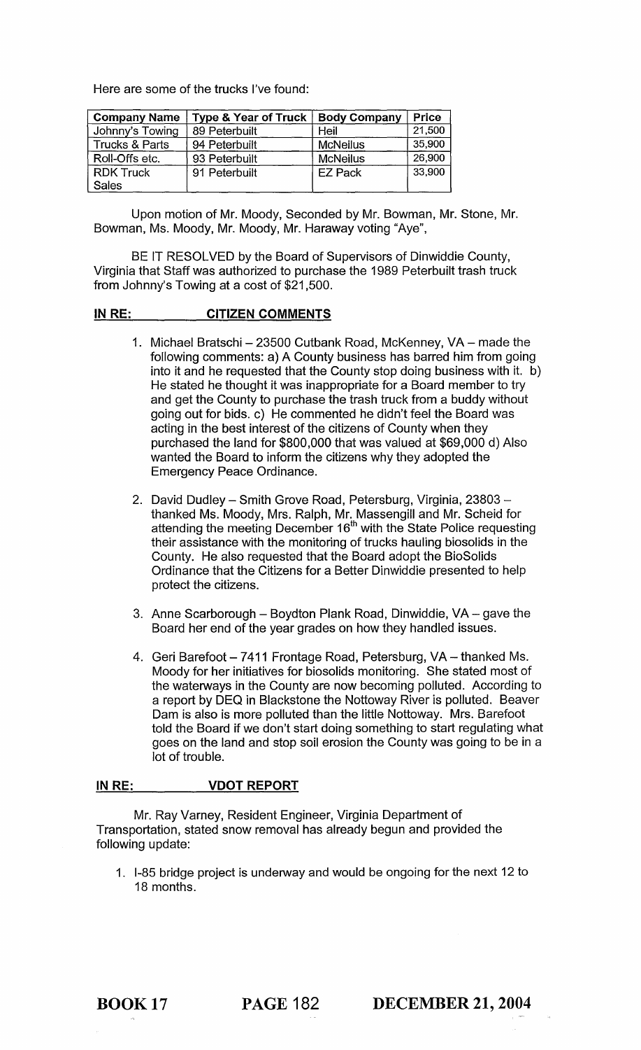Here are some of the trucks I've found:

| Company Name | Type & Year of Truck | Body Company | Price |
|---|---|---|---|
| Johnny's Towing | 89 Peterbuilt | Heil | 21,500 |
| Trucks & Parts | 94 Peterbuilt | McNeilus | 35,900 |
| Roll-Offs etc. | 93 Peterbuilt | McNeilus | 26,900 |
| RDK Truck Sales | 91 Peterbuilt | EZ Pack | 33,900 |

Upon motion of Mr. Moody, Seconded by Mr. Bowman, Mr. Stone, Mr. Bowman, Ms. Moody, Mr. Moody, Mr. Haraway voting "Aye",

BE IT RESOLVED by the Board of Supervisors of Dinwiddie County, Virginia that Staff was authorized to purchase the 1989 Peterbuilt trash truck from Johnny's Towing at a cost of $21,500.

## IN RE: CITIZEN COMMENTS

1. Michael Bratschi – 23500 Cutbank Road, McKenney, VA – made the following comments: a) A County business has barred him from going into it and he requested that the County stop doing business with it. b) He stated he thought it was inappropriate for a Board member to try and get the County to purchase the trash truck from a buddy without going out for bids. c) He commented he didn't feel the Board was acting in the best interest of the citizens of County when they purchased the land for $800,000 that was valued at $69,000 d) Also wanted the Board to inform the citizens why they adopted the Emergency Peace Ordinance.

2. David Dudley – Smith Grove Road, Petersburg, Virginia, 23803 – thanked Ms. Moody, Mrs. Ralph, Mr. Massengill and Mr. Scheid for attending the meeting December 16th with the State Police requesting their assistance with the monitoring of trucks hauling biosolids in the County. He also requested that the Board adopt the BioSolids Ordinance that the Citizens for a Better Dinwiddie presented to help protect the citizens.

3. Anne Scarborough – Boydton Plank Road, Dinwiddie, VA – gave the Board her end of the year grades on how they handled issues.

4. Geri Barefoot – 7411 Frontage Road, Petersburg, VA – thanked Ms. Moody for her initiatives for biosolids monitoring. She stated most of the waterways in the County are now becoming polluted. According to a report by DEQ in Blackstone the Nottoway River is polluted. Beaver Dam is also is more polluted than the little Nottoway. Mrs. Barefoot told the Board if we don't start doing something to start regulating what goes on the land and stop soil erosion the County was going to be in a lot of trouble.

## IN RE: VDOT REPORT

Mr. Ray Varney, Resident Engineer, Virginia Department of Transportation, stated snow removal has already begun and provided the following update:

1. I-85 bridge project is underway and would be ongoing for the next 12 to 18 months.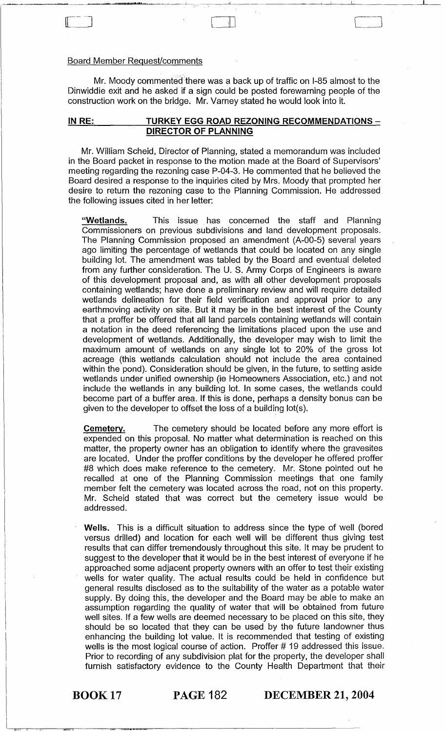Board Member Request/comments

Mr. Moody commented there was a back up of traffic on I-85 almost to the Dinwiddie exit and he asked if a sign could be posted forewarning people of the construction work on the bridge. Mr. Varney stated he would look into it.

**IN RE: TURKEY EGG ROAD REZONING RECOMMENDATIONS – DIRECTOR OF PLANNING**

Mr. William Scheid, Director of Planning, stated a memorandum was included in the Board packet in response to the motion made at the Board of Supervisors' meeting regarding the rezoning case P-04-3. He commented that he believed the Board desired a response to the inquiries cited by Mrs. Moody that prompted her desire to return the rezoning case to the Planning Commission. He addressed the following issues cited in her letter:

"**Wetlands.** This issue has concerned the staff and Planning Commissioners on previous subdivisions and land development proposals. The Planning Commission proposed an amendment (A-00-5) several years ago limiting the percentage of wetlands that could be located on any single building lot. The amendment was tabled by the Board and eventual deleted from any further consideration. The U. S. Army Corps of Engineers is aware of this development proposal and, as with all other development proposals containing wetlands; have done a preliminary review and will require detailed wetlands delineation for their field verification and approval prior to any earthmoving activity on site. But it may be in the best interest of the County that a proffer be offered that all land parcels containing wetlands will contain a notation in the deed referencing the limitations placed upon the use and development of wetlands. Additionally, the developer may wish to limit the maximum amount of wetlands on any single lot to 20% of the gross lot acreage (this wetlands calculation should not include the area contained within the pond). Consideration should be given, in the future, to setting aside wetlands under unified ownership (ie Homeowners Association, etc.) and not include the wetlands in any building lot. In some cases, the wetlands could become part of a buffer area. If this is done, perhaps a density bonus can be given to the developer to offset the loss of a building lot(s).

**Cemetery.** The cemetery should be located before any more effort is expended on this proposal. No matter what determination is reached on this matter, the property owner has an obligation to identify where the gravesites are located. Under the proffer conditions by the developer he offered proffer #8 which does make reference to the cemetery. Mr. Stone pointed out he recalled at one of the Planning Commission meetings that one family member felt the cemetery was located across the road, not on this property. Mr. Scheid stated that was correct but the cemetery issue would be addressed.

**Wells.** This is a difficult situation to address since the type of well (bored versus drilled) and location for each well will be different thus giving test results that can differ tremendously throughout this site. It may be prudent to suggest to the developer that it would be in the best interest of everyone if he approached some adjacent property owners with an offer to test their existing wells for water quality. The actual results could be held in confidence but general results disclosed as to the suitability of the water as a potable water supply. By doing this, the developer and the Board may be able to make an assumption regarding the quality of water that will be obtained from future well sites. If a few wells are deemed necessary to be placed on this site, they should be so located that they can be used by the future landowner thus enhancing the building lot value. It is recommended that testing of existing wells is the most logical course of action. Proffer # 19 addressed this issue. Prior to recording of any subdivision plat for the property, the developer shall furnish satisfactory evidence to the County Health Department that their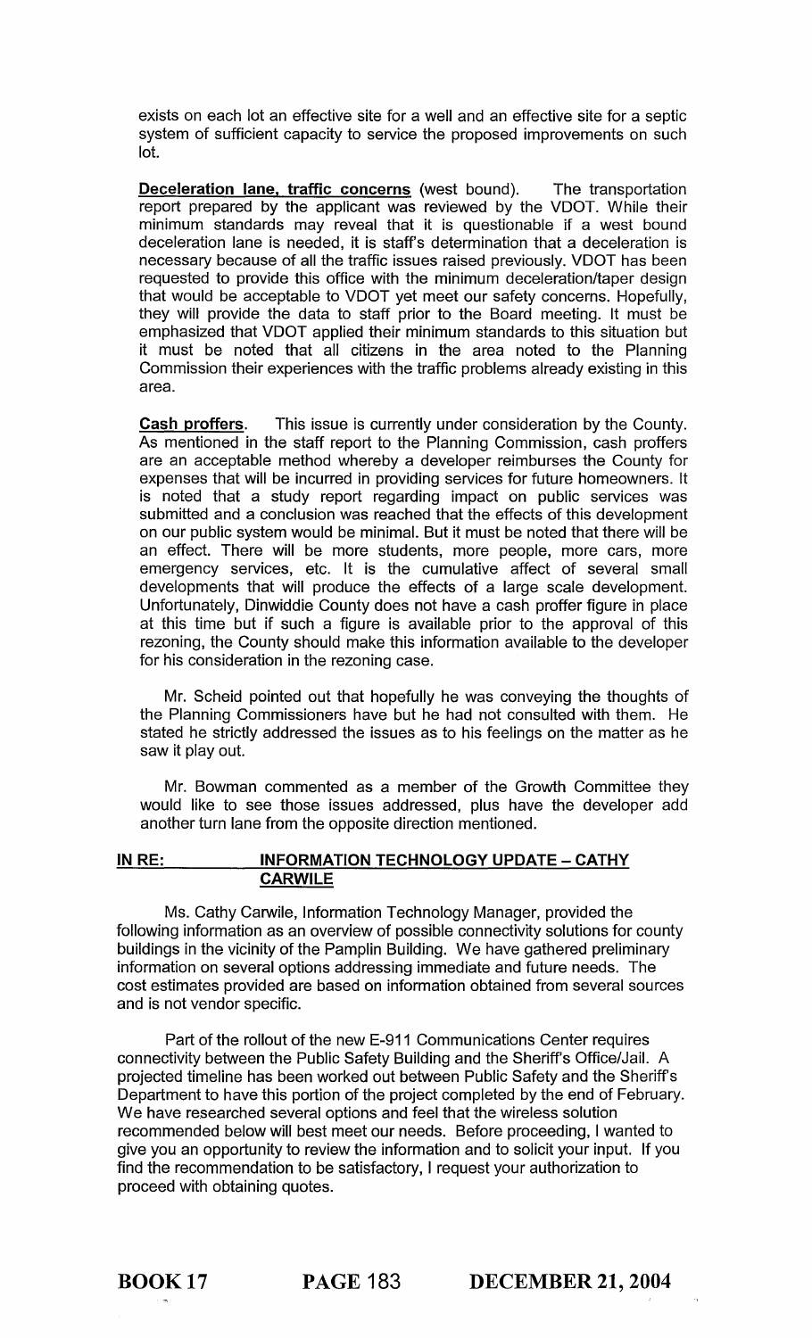exists on each lot an effective site for a well and an effective site for a septic system of sufficient capacity to service the proposed improvements on such lot.

**Deceleration lane, traffic concerns** (west bound). The transportation report prepared by the applicant was reviewed by the VDOT. While their minimum standards may reveal that it is questionable if a west bound deceleration lane is needed, it is staff's determination that a deceleration is necessary because of all the traffic issues raised previously. VDOT has been requested to provide this office with the minimum deceleration/taper design that would be acceptable to VDOT yet meet our safety concerns. Hopefully, they will provide the data to staff prior to the Board meeting. It must be emphasized that VDOT applied their minimum standards to this situation but it must be noted that all citizens in the area noted to the Planning Commission their experiences with the traffic problems already existing in this area.

**Cash proffers**. This issue is currently under consideration by the County. As mentioned in the staff report to the Planning Commission, cash proffers are an acceptable method whereby a developer reimburses the County for expenses that will be incurred in providing services for future homeowners. It is noted that a study report regarding impact on public services was submitted and a conclusion was reached that the effects of this development on our public system would be minimal. But it must be noted that there will be an effect. There will be more students, more people, more cars, more emergency services, etc. It is the cumulative affect of several small developments that will produce the effects of a large scale development. Unfortunately, Dinwiddie County does not have a cash proffer figure in place at this time but if such a figure is available prior to the approval of this rezoning, the County should make this information available to the developer for his consideration in the rezoning case.

Mr. Scheid pointed out that hopefully he was conveying the thoughts of the Planning Commissioners have but he had not consulted with them. He stated he strictly addressed the issues as to his feelings on the matter as he saw it play out.

Mr. Bowman commented as a member of the Growth Committee they would like to see those issues addressed, plus have the developer add another turn lane from the opposite direction mentioned.

**IN RE: INFORMATION TECHNOLOGY UPDATE – CATHY CARWILE**

Ms. Cathy Carwile, Information Technology Manager, provided the following information as an overview of possible connectivity solutions for county buildings in the vicinity of the Pamplin Building. We have gathered preliminary information on several options addressing immediate and future needs. The cost estimates provided are based on information obtained from several sources and is not vendor specific.

Part of the rollout of the new E-911 Communications Center requires connectivity between the Public Safety Building and the Sheriff's Office/Jail. A projected timeline has been worked out between Public Safety and the Sheriff's Department to have this portion of the project completed by the end of February. We have researched several options and feel that the wireless solution recommended below will best meet our needs. Before proceeding, I wanted to give you an opportunity to review the information and to solicit your input. If you find the recommendation to be satisfactory, I request your authorization to proceed with obtaining quotes.

**BOOK 17 PAGE 183 DECEMBER 21, 2004**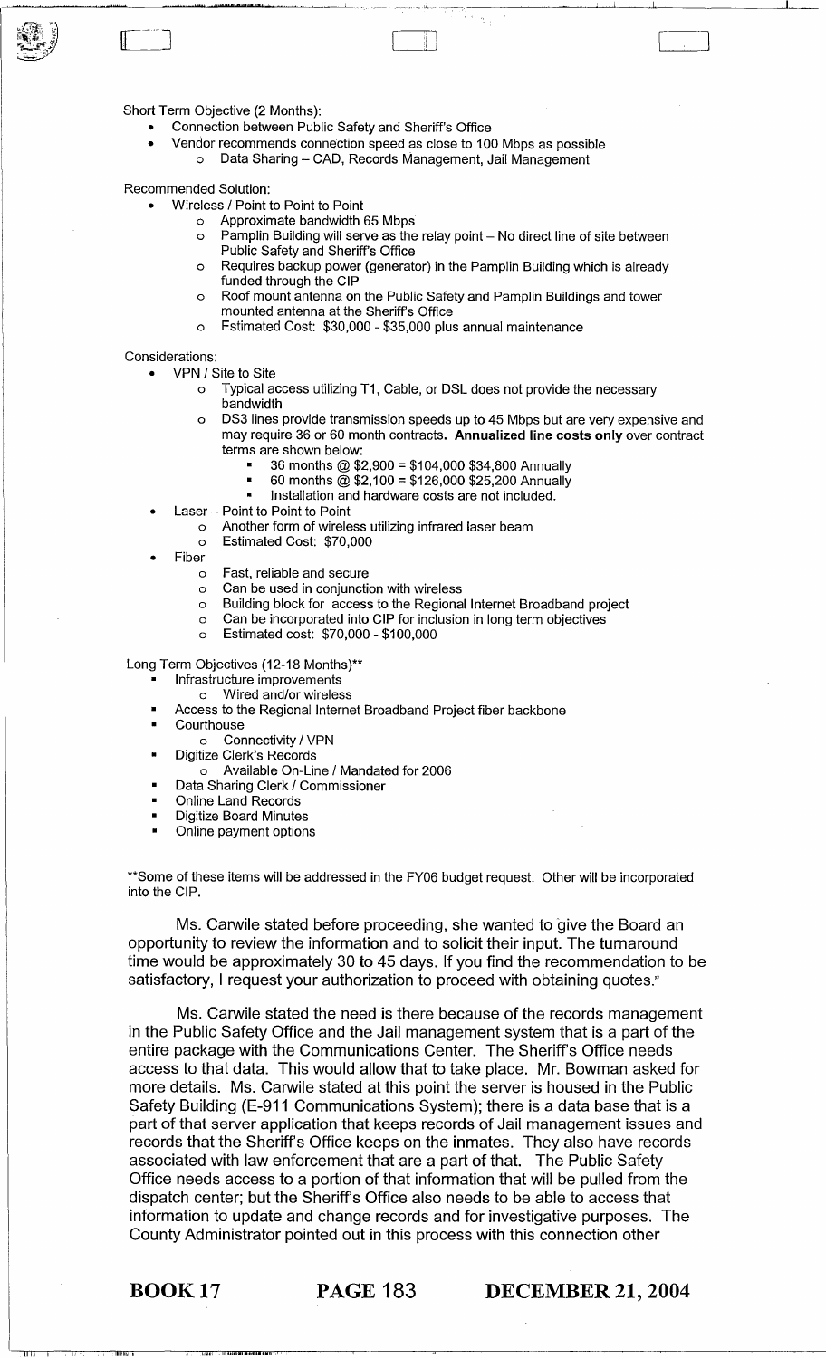Short Term Objective (2 Months):

- Connection between Public Safety and Sheriff's Office
- Vendor recommends connection speed as close to 100 Mbps as possible
  - Data Sharing – CAD, Records Management, Jail Management

Recommended Solution:

- Wireless / Point to Point to Point
  - Approximate bandwidth 65 Mbps
  - Pamplin Building will serve as the relay point – No direct line of site between Public Safety and Sheriff's Office
  - Requires backup power (generator) in the Pamplin Building which is already funded through the CIP
  - Roof mount antenna on the Public Safety and Pamplin Buildings and tower mounted antenna at the Sheriff's Office
  - Estimated Cost: $30,000 - $35,000 plus annual maintenance

Considerations:

- VPN / Site to Site
  - Typical access utilizing T1, Cable, or DSL does not provide the necessary bandwidth
  - DS3 lines provide transmission speeds up to 45 Mbps but are very expensive and may require 36 or 60 month contracts. **Annualized line costs only** over contract terms are shown below:
    - 36 months @ $2,900 = $104,000 $34,800 Annually
    - 60 months @ $2,100 = $126,000 $25,200 Annually
    - Installation and hardware costs are not included.
- Laser – Point to Point to Point
  - Another form of wireless utilizing infrared laser beam
  - Estimated Cost: $70,000
- Fiber
  - Fast, reliable and secure
  - Can be used in conjunction with wireless
  - Building block for access to the Regional Internet Broadband project
  - Can be incorporated into CIP for inclusion in long term objectives
  - Estimated cost: $70,000 - $100,000

Long Term Objectives (12-18 Months)**

- Infrastructure improvements
  - Wired and/or wireless
- Access to the Regional Internet Broadband Project fiber backbone
- Courthouse
  - Connectivity / VPN
- Digitize Clerk's Records
  - Available On-Line / Mandated for 2006
- Data Sharing Clerk / Commissioner
- Online Land Records
- Digitize Board Minutes
- Online payment options

**Some of these items will be addressed in the FY06 budget request. Other will be incorporated into the CIP.

Ms. Carwile stated before proceeding, she wanted to give the Board an opportunity to review the information and to solicit their input. The turnaround time would be approximately 30 to 45 days. If you find the recommendation to be satisfactory, I request your authorization to proceed with obtaining quotes."

Ms. Carwile stated the need is there because of the records management in the Public Safety Office and the Jail management system that is a part of the entire package with the Communications Center. The Sheriff's Office needs access to that data. This would allow that to take place. Mr. Bowman asked for more details. Ms. Carwile stated at this point the server is housed in the Public Safety Building (E-911 Communications System); there is a data base that is a part of that server application that keeps records of Jail management issues and records that the Sheriff's Office keeps on the inmates. They also have records associated with law enforcement that are a part of that. The Public Safety Office needs access to a portion of that information that will be pulled from the dispatch center; but the Sheriff's Office also needs to be able to access that information to update and change records and for investigative purposes. The County Administrator pointed out in this process with this connection other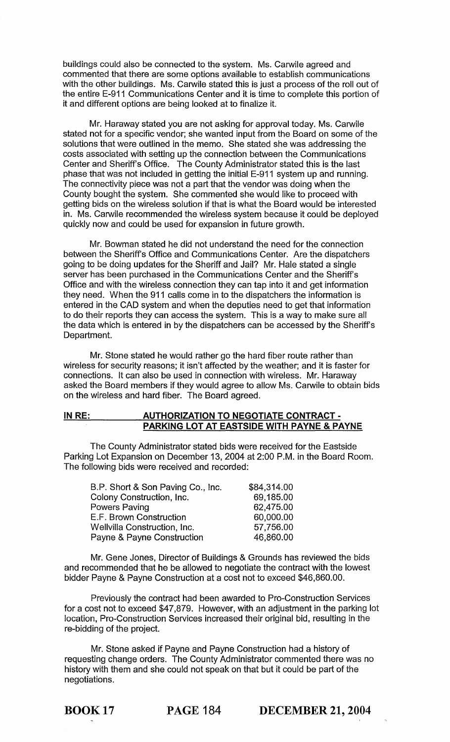buildings could also be connected to the system. Ms. Carwile agreed and commented that there are some options available to establish communications with the other buildings. Ms. Carwile stated this is just a process of the roll out of the entire E-911 Communications Center and it is time to complete this portion of it and different options are being looked at to finalize it.

Mr. Haraway stated you are not asking for approval today. Ms. Carwile stated not for a specific vendor; she wanted input from the Board on some of the solutions that were outlined in the memo. She stated she was addressing the costs associated with setting up the connection between the Communications Center and Sheriff's Office. The County Administrator stated this is the last phase that was not included in getting the initial E-911 system up and running. The connectivity piece was not a part that the vendor was doing when the County bought the system. She commented she would like to proceed with getting bids on the wireless solution if that is what the Board would be interested in. Ms. Carwile recommended the wireless system because it could be deployed quickly now and could be used for expansion in future growth.

Mr. Bowman stated he did not understand the need for the connection between the Sheriff's Office and Communications Center. Are the dispatchers going to be doing updates for the Sheriff and Jail? Mr. Hale stated a single server has been purchased in the Communications Center and the Sheriff's Office and with the wireless connection they can tap into it and get information they need. When the 911 calls come in to the dispatchers the information is entered in the CAD system and when the deputies need to get that information to do their reports they can access the system. This is a way to make sure all the data which is entered in by the dispatchers can be accessed by the Sheriff's Department.

Mr. Stone stated he would rather go the hard fiber route rather than wireless for security reasons; it isn't affected by the weather; and it is faster for connections. It can also be used in connection with wireless. Mr. Haraway asked the Board members if they would agree to allow Ms. Carwile to obtain bids on the wireless and hard fiber. The Board agreed.

**IN RE: AUTHORIZATION TO NEGOTIATE CONTRACT - PARKING LOT AT EASTSIDE WITH PAYNE & PAYNE**

The County Administrator stated bids were received for the Eastside Parking Lot Expansion on December 13, 2004 at 2:00 P.M. in the Board Room. The following bids were received and recorded:

| | |
|---|---|
| B.P. Short & Son Paving Co., Inc. | $84,314.00 |
| Colony Construction, Inc. | 69,185.00 |
| Powers Paving | 62,475.00 |
| E.F. Brown Construction | 60,000.00 |
| Wellvilla Construction, Inc. | 57,756.00 |
| Payne & Payne Construction | 46,860.00 |

Mr. Gene Jones, Director of Buildings & Grounds has reviewed the bids and recommended that he be allowed to negotiate the contract with the lowest bidder Payne & Payne Construction at a cost not to exceed $46,860.00.

Previously the contract had been awarded to Pro-Construction Services for a cost not to exceed $47,879. However, with an adjustment in the parking lot location, Pro-Construction Services increased their original bid, resulting in the re-bidding of the project.

Mr. Stone asked if Payne and Payne Construction had a history of requesting change orders. The County Administrator commented there was no history with them and she could not speak on that but it could be part of the negotiations.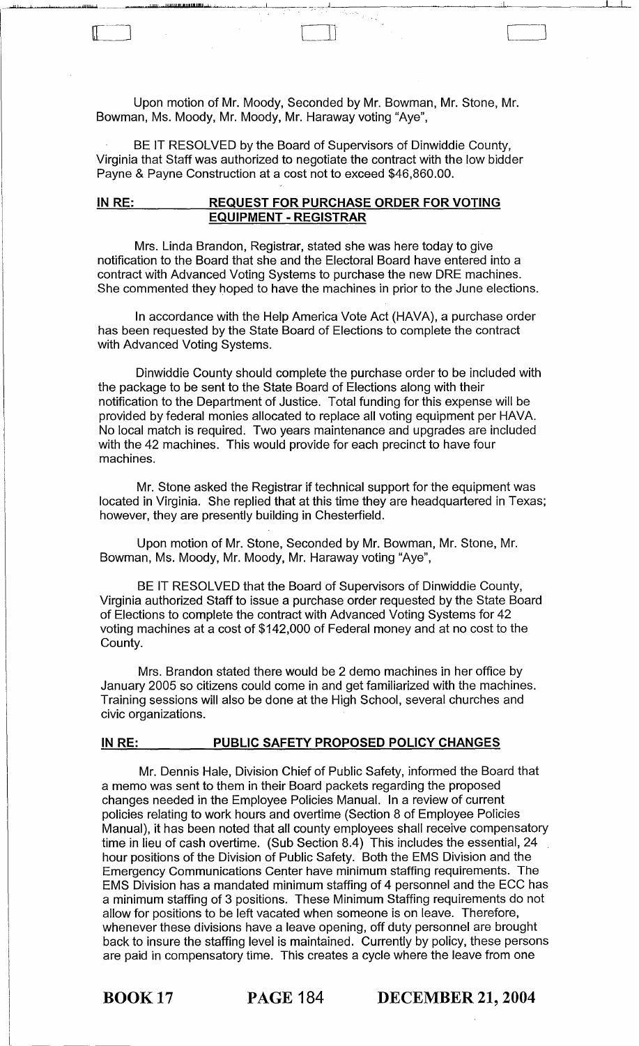Upon motion of Mr. Moody, Seconded by Mr. Bowman, Mr. Stone, Mr. Bowman, Ms. Moody, Mr. Moody, Mr. Haraway voting "Aye",

BE IT RESOLVED by the Board of Supervisors of Dinwiddie County, Virginia that Staff was authorized to negotiate the contract with the low bidder Payne & Payne Construction at a cost not to exceed $46,860.00.

**IN RE: REQUEST FOR PURCHASE ORDER FOR VOTING EQUIPMENT - REGISTRAR**

Mrs. Linda Brandon, Registrar, stated she was here today to give notification to the Board that she and the Electoral Board have entered into a contract with Advanced Voting Systems to purchase the new DRE machines. She commented they hoped to have the machines in prior to the June elections.

In accordance with the Help America Vote Act (HAVA), a purchase order has been requested by the State Board of Elections to complete the contract with Advanced Voting Systems.

Dinwiddie County should complete the purchase order to be included with the package to be sent to the State Board of Elections along with their notification to the Department of Justice. Total funding for this expense will be provided by federal monies allocated to replace all voting equipment per HAVA. No local match is required. Two years maintenance and upgrades are included with the 42 machines. This would provide for each precinct to have four machines.

Mr. Stone asked the Registrar if technical support for the equipment was located in Virginia. She replied that at this time they are headquartered in Texas; however, they are presently building in Chesterfield.

Upon motion of Mr. Stone, Seconded by Mr. Bowman, Mr. Stone, Mr. Bowman, Ms. Moody, Mr. Moody, Mr. Haraway voting "Aye",

BE IT RESOLVED that the Board of Supervisors of Dinwiddie County, Virginia authorized Staff to issue a purchase order requested by the State Board of Elections to complete the contract with Advanced Voting Systems for 42 voting machines at a cost of $142,000 of Federal money and at no cost to the County.

Mrs. Brandon stated there would be 2 demo machines in her office by January 2005 so citizens could come in and get familiarized with the machines. Training sessions will also be done at the High School, several churches and civic organizations.

**IN RE: PUBLIC SAFETY PROPOSED POLICY CHANGES**

Mr. Dennis Hale, Division Chief of Public Safety, informed the Board that a memo was sent to them in their Board packets regarding the proposed changes needed in the Employee Policies Manual. In a review of current policies relating to work hours and overtime (Section 8 of Employee Policies Manual), it has been noted that all county employees shall receive compensatory time in lieu of cash overtime. (Sub Section 8.4) This includes the essential, 24 hour positions of the Division of Public Safety. Both the EMS Division and the Emergency Communications Center have minimum staffing requirements. The EMS Division has a mandated minimum staffing of 4 personnel and the ECC has a minimum staffing of 3 positions. These Minimum Staffing requirements do not allow for positions to be left vacated when someone is on leave. Therefore, whenever these divisions have a leave opening, off duty personnel are brought back to insure the staffing level is maintained. Currently by policy, these persons are paid in compensatory time. This creates a cycle where the leave from one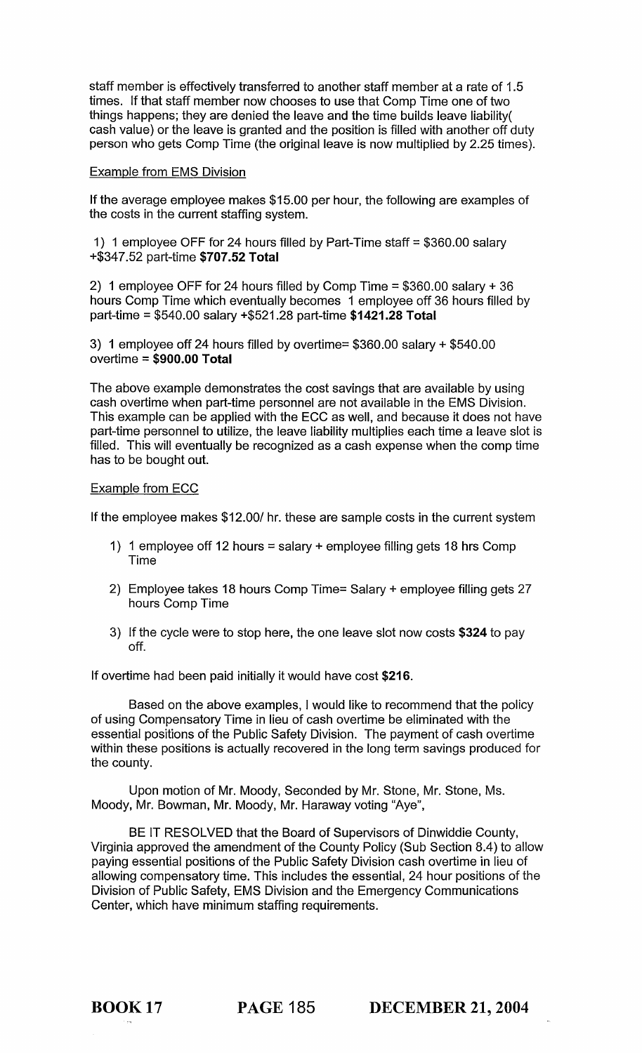staff member is effectively transferred to another staff member at a rate of 1.5 times. If that staff member now chooses to use that Comp Time one of two things happens; they are denied the leave and the time builds leave liability( cash value) or the leave is granted and the position is filled with another off duty person who gets Comp Time (the original leave is now multiplied by 2.25 times).

Example from EMS Division

If the average employee makes $15.00 per hour, the following are examples of the costs in the current staffing system.

1) 1 employee OFF for 24 hours filled by Part-Time staff = $360.00 salary +$347.52 part-time **$707.52 Total**

2) 1 employee OFF for 24 hours filled by Comp Time = $360.00 salary + 36 hours Comp Time which eventually becomes 1 employee off 36 hours filled by part-time = $540.00 salary +$521.28 part-time **$1421.28 Total**

3) 1 employee off 24 hours filled by overtime= $360.00 salary + $540.00 overtime = **$900.00 Total**

The above example demonstrates the cost savings that are available by using cash overtime when part-time personnel are not available in the EMS Division. This example can be applied with the ECC as well, and because it does not have part-time personnel to utilize, the leave liability multiplies each time a leave slot is filled. This will eventually be recognized as a cash expense when the comp time has to be bought out.

Example from ECC

If the employee makes $12.00/ hr. these are sample costs in the current system

1) 1 employee off 12 hours = salary + employee filling gets 18 hrs Comp Time
2) Employee takes 18 hours Comp Time= Salary + employee filling gets 27 hours Comp Time
3) If the cycle were to stop here, the one leave slot now costs **$324** to pay off.

If overtime had been paid initially it would have cost **$216**.

Based on the above examples, I would like to recommend that the policy of using Compensatory Time in lieu of cash overtime be eliminated with the essential positions of the Public Safety Division. The payment of cash overtime within these positions is actually recovered in the long term savings produced for the county.

Upon motion of Mr. Moody, Seconded by Mr. Stone, Mr. Stone, Ms. Moody, Mr. Bowman, Mr. Moody, Mr. Haraway voting "Aye",

BE IT RESOLVED that the Board of Supervisors of Dinwiddie County, Virginia approved the amendment of the County Policy (Sub Section 8.4) to allow paying essential positions of the Public Safety Division cash overtime in lieu of allowing compensatory time. This includes the essential, 24 hour positions of the Division of Public Safety, EMS Division and the Emergency Communications Center, which have minimum staffing requirements.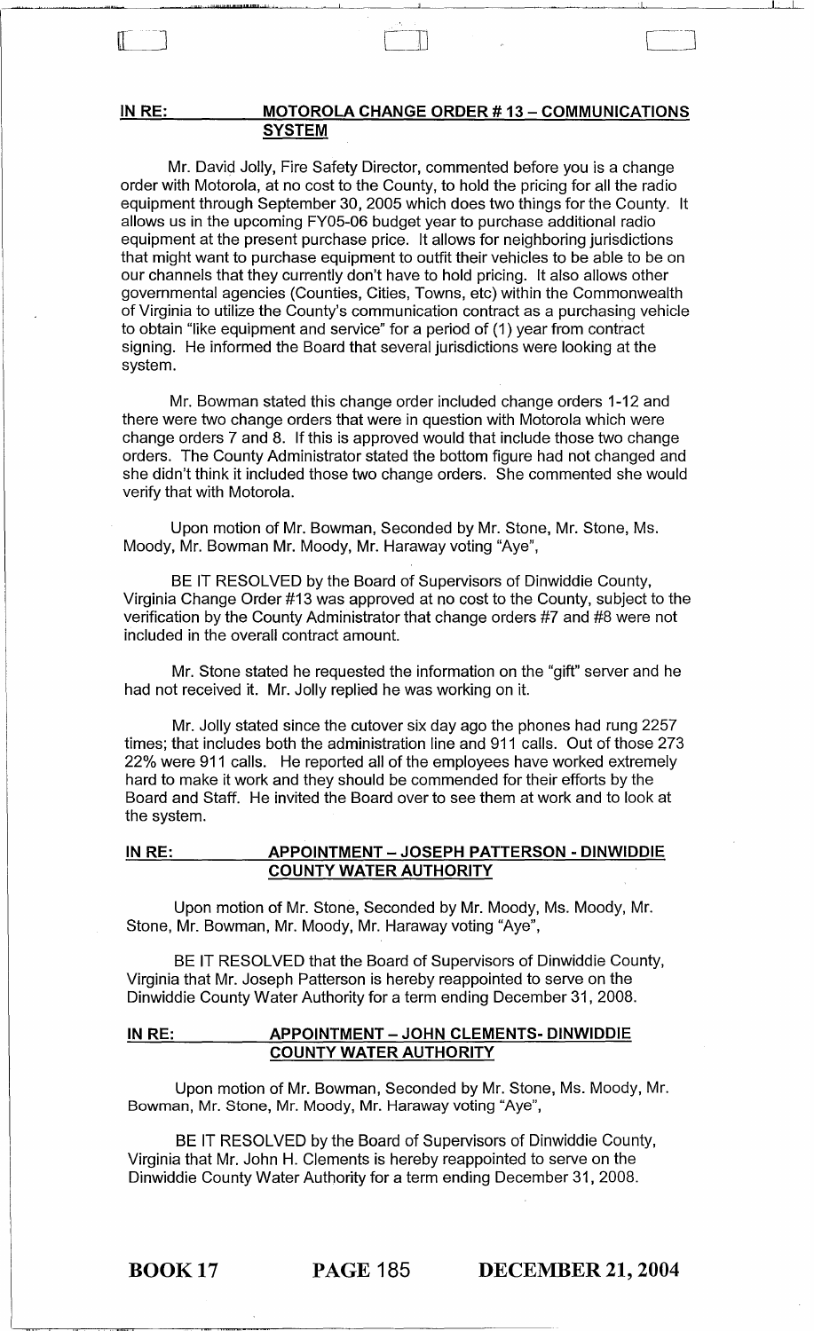**IN RE: MOTOROLA CHANGE ORDER # 13 – COMMUNICATIONS SYSTEM**

Mr. David Jolly, Fire Safety Director, commented before you is a change order with Motorola, at no cost to the County, to hold the pricing for all the radio equipment through September 30, 2005 which does two things for the County. It allows us in the upcoming FY05-06 budget year to purchase additional radio equipment at the present purchase price. It allows for neighboring jurisdictions that might want to purchase equipment to outfit their vehicles to be able to be on our channels that they currently don't have to hold pricing. It also allows other governmental agencies (Counties, Cities, Towns, etc) within the Commonwealth of Virginia to utilize the County's communication contract as a purchasing vehicle to obtain "like equipment and service" for a period of (1) year from contract signing. He informed the Board that several jurisdictions were looking at the system.

Mr. Bowman stated this change order included change orders 1-12 and there were two change orders that were in question with Motorola which were change orders 7 and 8. If this is approved would that include those two change orders. The County Administrator stated the bottom figure had not changed and she didn't think it included those two change orders. She commented she would verify that with Motorola.

Upon motion of Mr. Bowman, Seconded by Mr. Stone, Mr. Stone, Ms. Moody, Mr. Bowman Mr. Moody, Mr. Haraway voting "Aye",

BE IT RESOLVED by the Board of Supervisors of Dinwiddie County, Virginia Change Order #13 was approved at no cost to the County, subject to the verification by the County Administrator that change orders #7 and #8 were not included in the overall contract amount.

Mr. Stone stated he requested the information on the "gift" server and he had not received it. Mr. Jolly replied he was working on it.

Mr. Jolly stated since the cutover six day ago the phones had rung 2257 times; that includes both the administration line and 911 calls. Out of those 273 22% were 911 calls. He reported all of the employees have worked extremely hard to make it work and they should be commended for their efforts by the Board and Staff. He invited the Board over to see them at work and to look at the system.

**IN RE: APPOINTMENT – JOSEPH PATTERSON - DINWIDDIE COUNTY WATER AUTHORITY**

Upon motion of Mr. Stone, Seconded by Mr. Moody, Ms. Moody, Mr. Stone, Mr. Bowman, Mr. Moody, Mr. Haraway voting "Aye",

BE IT RESOLVED that the Board of Supervisors of Dinwiddie County, Virginia that Mr. Joseph Patterson is hereby reappointed to serve on the Dinwiddie County Water Authority for a term ending December 31, 2008.

**IN RE: APPOINTMENT – JOHN CLEMENTS- DINWIDDIE COUNTY WATER AUTHORITY**

Upon motion of Mr. Bowman, Seconded by Mr. Stone, Ms. Moody, Mr. Bowman, Mr. Stone, Mr. Moody, Mr. Haraway voting "Aye",

BE IT RESOLVED by the Board of Supervisors of Dinwiddie County, Virginia that Mr. John H. Clements is hereby reappointed to serve on the Dinwiddie County Water Authority for a term ending December 31, 2008.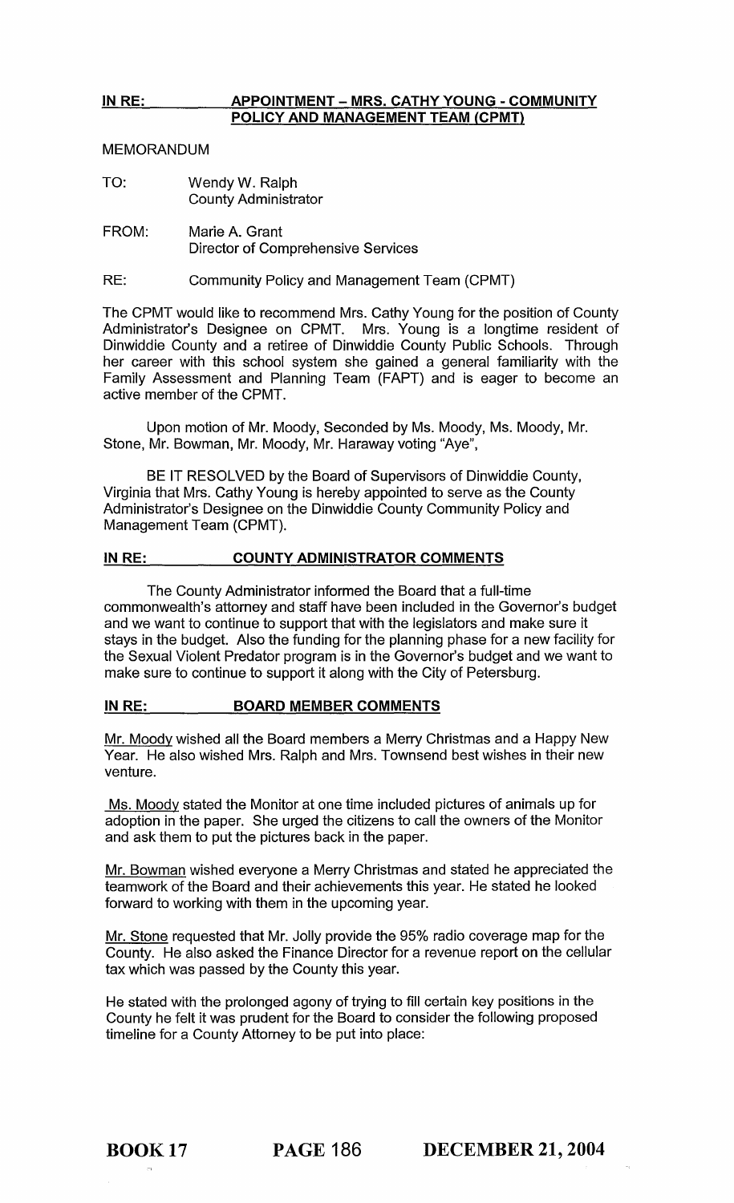**IN RE: APPOINTMENT – MRS. CATHY YOUNG - COMMUNITY POLICY AND MANAGEMENT TEAM (CPMT)**

MEMORANDUM

TO: Wendy W. Ralph
County Administrator

FROM: Marie A. Grant
Director of Comprehensive Services

RE: Community Policy and Management Team (CPMT)

The CPMT would like to recommend Mrs. Cathy Young for the position of County Administrator's Designee on CPMT. Mrs. Young is a longtime resident of Dinwiddie County and a retiree of Dinwiddie County Public Schools. Through her career with this school system she gained a general familiarity with the Family Assessment and Planning Team (FAPT) and is eager to become an active member of the CPMT.

Upon motion of Mr. Moody, Seconded by Ms. Moody, Ms. Moody, Mr. Stone, Mr. Bowman, Mr. Moody, Mr. Haraway voting "Aye",

BE IT RESOLVED by the Board of Supervisors of Dinwiddie County, Virginia that Mrs. Cathy Young is hereby appointed to serve as the County Administrator's Designee on the Dinwiddie County Community Policy and Management Team (CPMT).

**IN RE: COUNTY ADMINISTRATOR COMMENTS**

The County Administrator informed the Board that a full-time commonwealth's attorney and staff have been included in the Governor's budget and we want to continue to support that with the legislators and make sure it stays in the budget. Also the funding for the planning phase for a new facility for the Sexual Violent Predator program is in the Governor's budget and we want to make sure to continue to support it along with the City of Petersburg.

**IN RE: BOARD MEMBER COMMENTS**

Mr. Moody wished all the Board members a Merry Christmas and a Happy New Year. He also wished Mrs. Ralph and Mrs. Townsend best wishes in their new venture.

Ms. Moody stated the Monitor at one time included pictures of animals up for adoption in the paper. She urged the citizens to call the owners of the Monitor and ask them to put the pictures back in the paper.

Mr. Bowman wished everyone a Merry Christmas and stated he appreciated the teamwork of the Board and their achievements this year. He stated he looked forward to working with them in the upcoming year.

Mr. Stone requested that Mr. Jolly provide the 95% radio coverage map for the County. He also asked the Finance Director for a revenue report on the cellular tax which was passed by the County this year.

He stated with the prolonged agony of trying to fill certain key positions in the County he felt it was prudent for the Board to consider the following proposed timeline for a County Attorney to be put into place: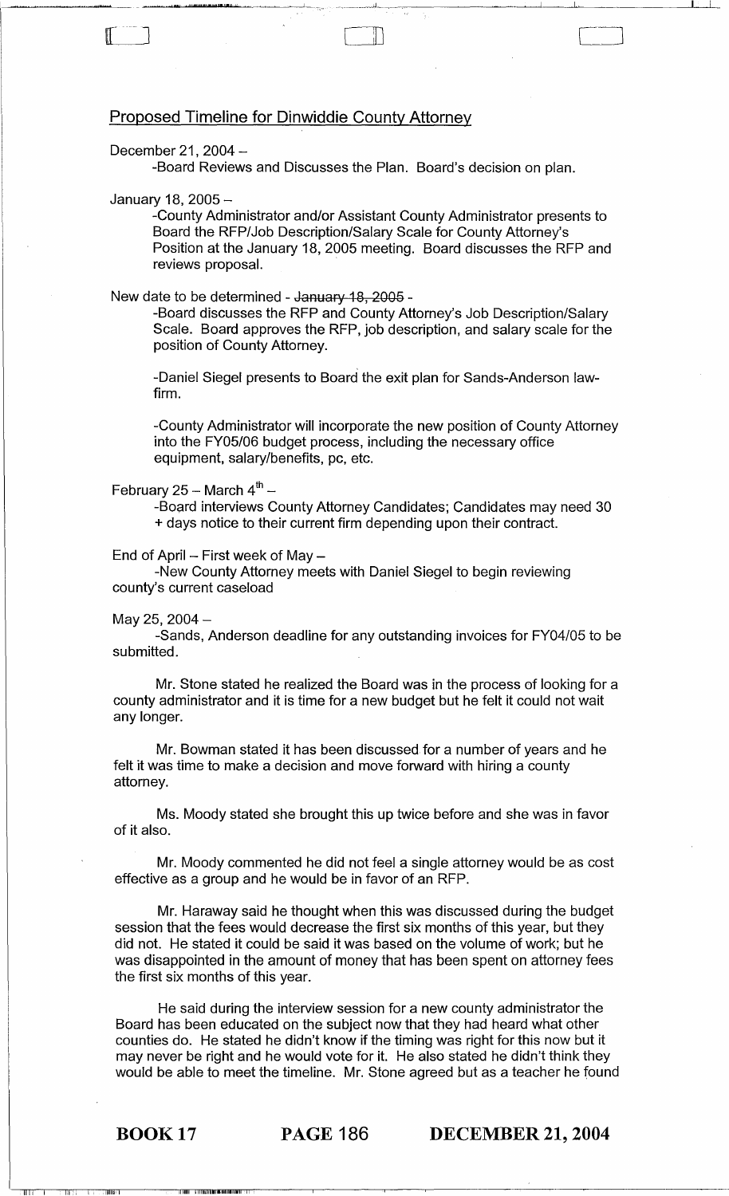## Proposed Timeline for Dinwiddie County Attorney

December 21, 2004 –

-Board Reviews and Discusses the Plan. Board's decision on plan.

January 18, 2005 –

-County Administrator and/or Assistant County Administrator presents to Board the RFP/Job Description/Salary Scale for County Attorney's Position at the January 18, 2005 meeting. Board discusses the RFP and reviews proposal.

New date to be determined - ~~January 18, 2005~~ -

-Board discusses the RFP and County Attorney's Job Description/Salary Scale. Board approves the RFP, job description, and salary scale for the position of County Attorney.

-Daniel Siegel presents to Board the exit plan for Sands-Anderson law-firm.

-County Administrator will incorporate the new position of County Attorney into the FY05/06 budget process, including the necessary office equipment, salary/benefits, pc, etc.

February 25 – March 4th –

-Board interviews County Attorney Candidates; Candidates may need 30 + days notice to their current firm depending upon their contract.

End of April – First week of May –

-New County Attorney meets with Daniel Siegel to begin reviewing county's current caseload

May 25, 2004 –

-Sands, Anderson deadline for any outstanding invoices for FY04/05 to be submitted.

Mr. Stone stated he realized the Board was in the process of looking for a county administrator and it is time for a new budget but he felt it could not wait any longer.

Mr. Bowman stated it has been discussed for a number of years and he felt it was time to make a decision and move forward with hiring a county attorney.

Ms. Moody stated she brought this up twice before and she was in favor of it also.

Mr. Moody commented he did not feel a single attorney would be as cost effective as a group and he would be in favor of an RFP.

Mr. Haraway said he thought when this was discussed during the budget session that the fees would decrease the first six months of this year, but they did not. He stated it could be said it was based on the volume of work; but he was disappointed in the amount of money that has been spent on attorney fees the first six months of this year.

He said during the interview session for a new county administrator the Board has been educated on the subject now that they had heard what other counties do. He stated he didn't know if the timing was right for this now but it may never be right and he would vote for it. He also stated he didn't think they would be able to meet the timeline. Mr. Stone agreed but as a teacher he found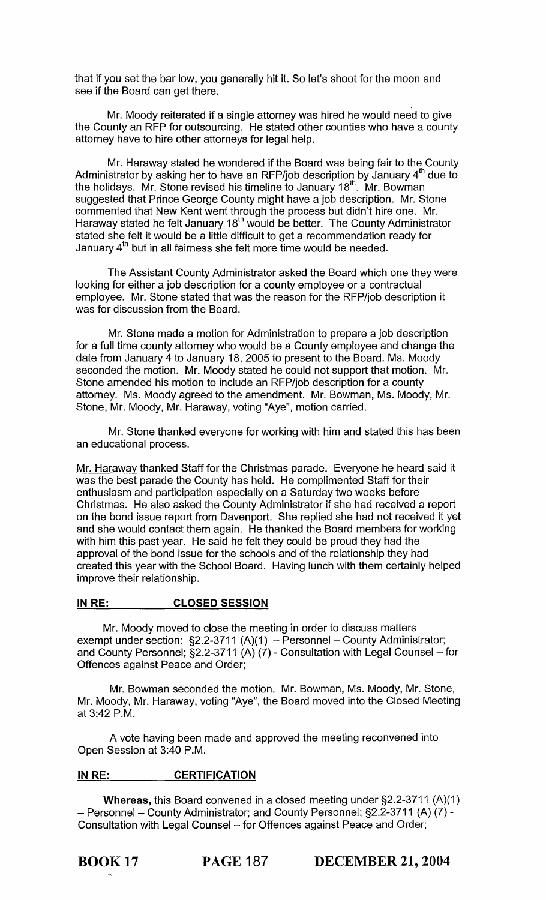that if you set the bar low, you generally hit it. So let's shoot for the moon and see if the Board can get there.

Mr. Moody reiterated if a single attorney was hired he would need to give the County an RFP for outsourcing. He stated other counties who have a county attorney have to hire other attorneys for legal help.

Mr. Haraway stated he wondered if the Board was being fair to the County Administrator by asking her to have an RFP/job description by January 4th due to the holidays. Mr. Stone revised his timeline to January 18th. Mr. Bowman suggested that Prince George County might have a job description. Mr. Stone commented that New Kent went through the process but didn't hire one. Mr. Haraway stated he felt January 18th would be better. The County Administrator stated she felt it would be a little difficult to get a recommendation ready for January 4th but in all fairness she felt more time would be needed.

The Assistant County Administrator asked the Board which one they were looking for either a job description for a county employee or a contractual employee. Mr. Stone stated that was the reason for the RFP/job description it was for discussion from the Board.

Mr. Stone made a motion for Administration to prepare a job description for a full time county attorney who would be a County employee and change the date from January 4 to January 18, 2005 to present to the Board. Ms. Moody seconded the motion. Mr. Moody stated he could not support that motion. Mr. Stone amended his motion to include an RFP/job description for a county attorney. Ms. Moody agreed to the amendment. Mr. Bowman, Ms. Moody, Mr. Stone, Mr. Moody, Mr. Haraway, voting "Aye", motion carried.

Mr. Stone thanked everyone for working with him and stated this has been an educational process.

Mr. Haraway thanked Staff for the Christmas parade. Everyone he heard said it was the best parade the County has held. He complimented Staff for their enthusiasm and participation especially on a Saturday two weeks before Christmas. He also asked the County Administrator if she had received a report on the bond issue report from Davenport. She replied she had not received it yet and she would contact them again. He thanked the Board members for working with him this past year. He said he felt they could be proud they had the approval of the bond issue for the schools and of the relationship they had created this year with the School Board. Having lunch with them certainly helped improve their relationship.

**IN RE: CLOSED SESSION**

Mr. Moody moved to close the meeting in order to discuss matters exempt under section: §2.2-3711 (A)(1) – Personnel – County Administrator; and County Personnel; §2.2-3711 (A) (7) - Consultation with Legal Counsel – for Offences against Peace and Order;

Mr. Bowman seconded the motion. Mr. Bowman, Ms. Moody, Mr. Stone, Mr. Moody, Mr. Haraway, voting "Aye", the Board moved into the Closed Meeting at 3:42 P.M.

A vote having been made and approved the meeting reconvened into Open Session at 3:40 P.M.

**IN RE: CERTIFICATION**

**Whereas,** this Board convened in a closed meeting under §2.2-3711 (A)(1) – Personnel – County Administrator; and County Personnel; §2.2-3711 (A) (7) - Consultation with Legal Counsel – for Offences against Peace and Order;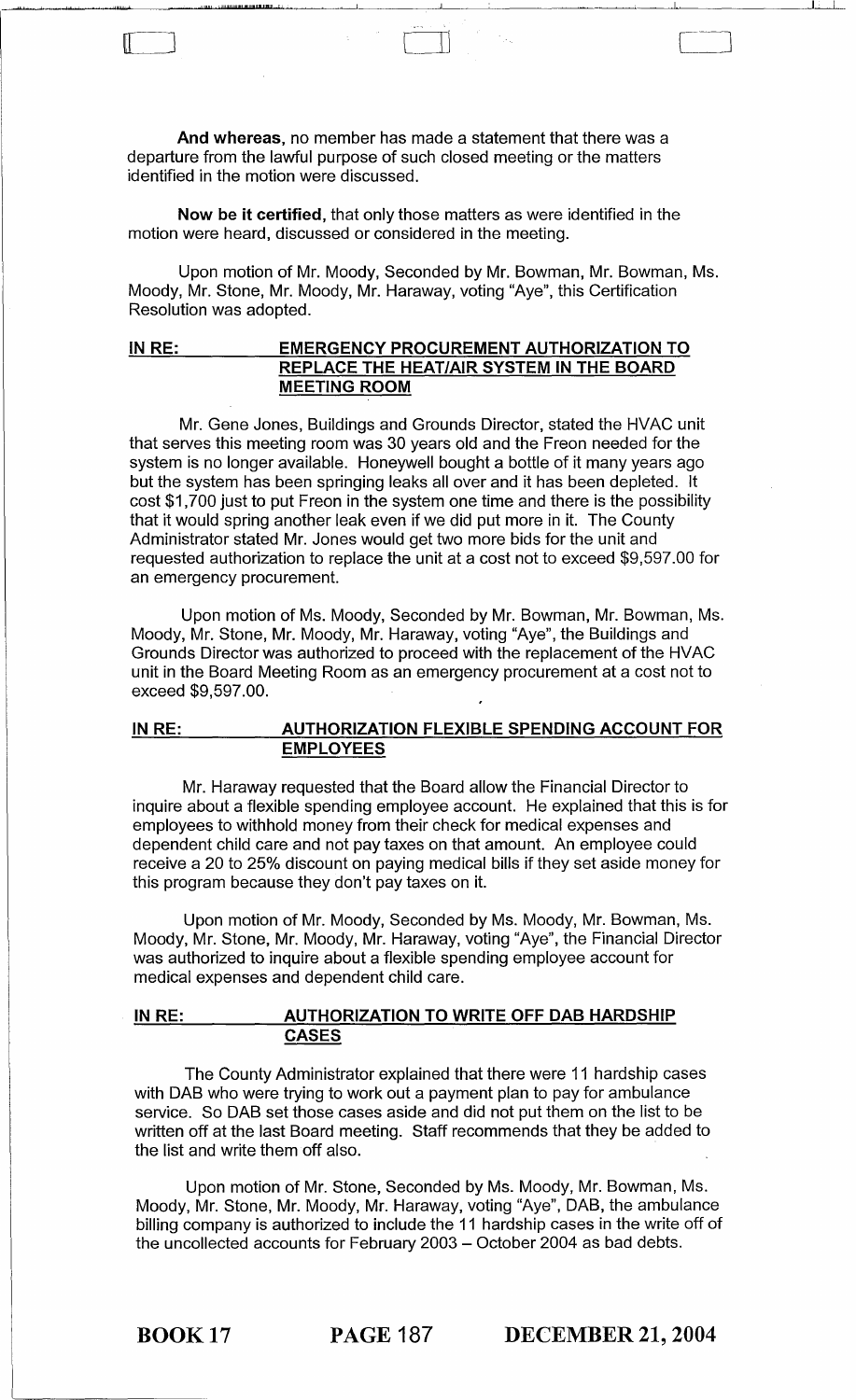**And whereas,** no member has made a statement that there was a departure from the lawful purpose of such closed meeting or the matters identified in the motion were discussed.

**Now be it certified,** that only those matters as were identified in the motion were heard, discussed or considered in the meeting.

Upon motion of Mr. Moody, Seconded by Mr. Bowman, Mr. Bowman, Ms. Moody, Mr. Stone, Mr. Moody, Mr. Haraway, voting "Aye", this Certification Resolution was adopted.

**IN RE: EMERGENCY PROCUREMENT AUTHORIZATION TO REPLACE THE HEAT/AIR SYSTEM IN THE BOARD MEETING ROOM**

Mr. Gene Jones, Buildings and Grounds Director, stated the HVAC unit that serves this meeting room was 30 years old and the Freon needed for the system is no longer available. Honeywell bought a bottle of it many years ago but the system has been springing leaks all over and it has been depleted. It cost $1,700 just to put Freon in the system one time and there is the possibility that it would spring another leak even if we did put more in it. The County Administrator stated Mr. Jones would get two more bids for the unit and requested authorization to replace the unit at a cost not to exceed $9,597.00 for an emergency procurement.

Upon motion of Ms. Moody, Seconded by Mr. Bowman, Mr. Bowman, Ms. Moody, Mr. Stone, Mr. Moody, Mr. Haraway, voting "Aye", the Buildings and Grounds Director was authorized to proceed with the replacement of the HVAC unit in the Board Meeting Room as an emergency procurement at a cost not to exceed $9,597.00.

**IN RE: AUTHORIZATION FLEXIBLE SPENDING ACCOUNT FOR EMPLOYEES**

Mr. Haraway requested that the Board allow the Financial Director to inquire about a flexible spending employee account. He explained that this is for employees to withhold money from their check for medical expenses and dependent child care and not pay taxes on that amount. An employee could receive a 20 to 25% discount on paying medical bills if they set aside money for this program because they don't pay taxes on it.

Upon motion of Mr. Moody, Seconded by Ms. Moody, Mr. Bowman, Ms. Moody, Mr. Stone, Mr. Moody, Mr. Haraway, voting "Aye", the Financial Director was authorized to inquire about a flexible spending employee account for medical expenses and dependent child care.

**IN RE: AUTHORIZATION TO WRITE OFF DAB HARDSHIP CASES**

The County Administrator explained that there were 11 hardship cases with DAB who were trying to work out a payment plan to pay for ambulance service. So DAB set those cases aside and did not put them on the list to be written off at the last Board meeting. Staff recommends that they be added to the list and write them off also.

Upon motion of Mr. Stone, Seconded by Ms. Moody, Mr. Bowman, Ms. Moody, Mr. Stone, Mr. Moody, Mr. Haraway, voting "Aye", DAB, the ambulance billing company is authorized to include the 11 hardship cases in the write off of the uncollected accounts for February 2003 – October 2004 as bad debts.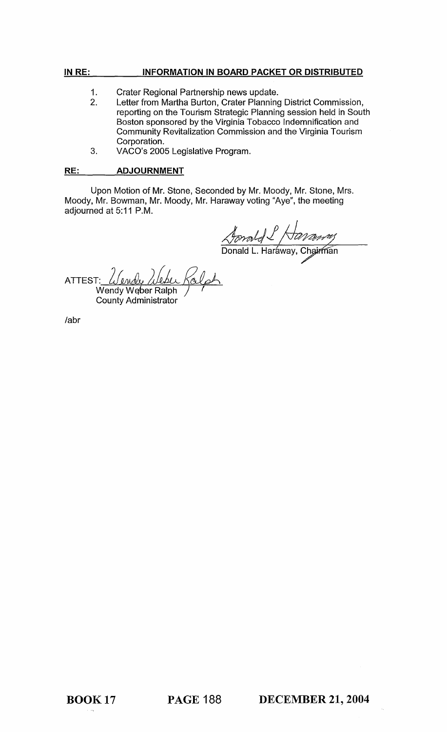**IN RE: INFORMATION IN BOARD PACKET OR DISTRIBUTED**

1. Crater Regional Partnership news update.
2. Letter from Martha Burton, Crater Planning District Commission, reporting on the Tourism Strategic Planning session held in South Boston sponsored by the Virginia Tobacco Indemnification and Community Revitalization Commission and the Virginia Tourism Corporation.
3. VACO's 2005 Legislative Program.

**RE: ADJOURNMENT**

Upon Motion of Mr. Stone, Seconded by Mr. Moody, Mr. Stone, Mrs. Moody, Mr. Bowman, Mr. Moody, Mr. Haraway voting "Aye", the meeting adjourned at 5:11 P.M.

Donald L. Haraway, Chairman

ATTEST: Wendy Weber Ralph
County Administrator

/abr

BOOK 17 PAGE 188 DECEMBER 21, 2004